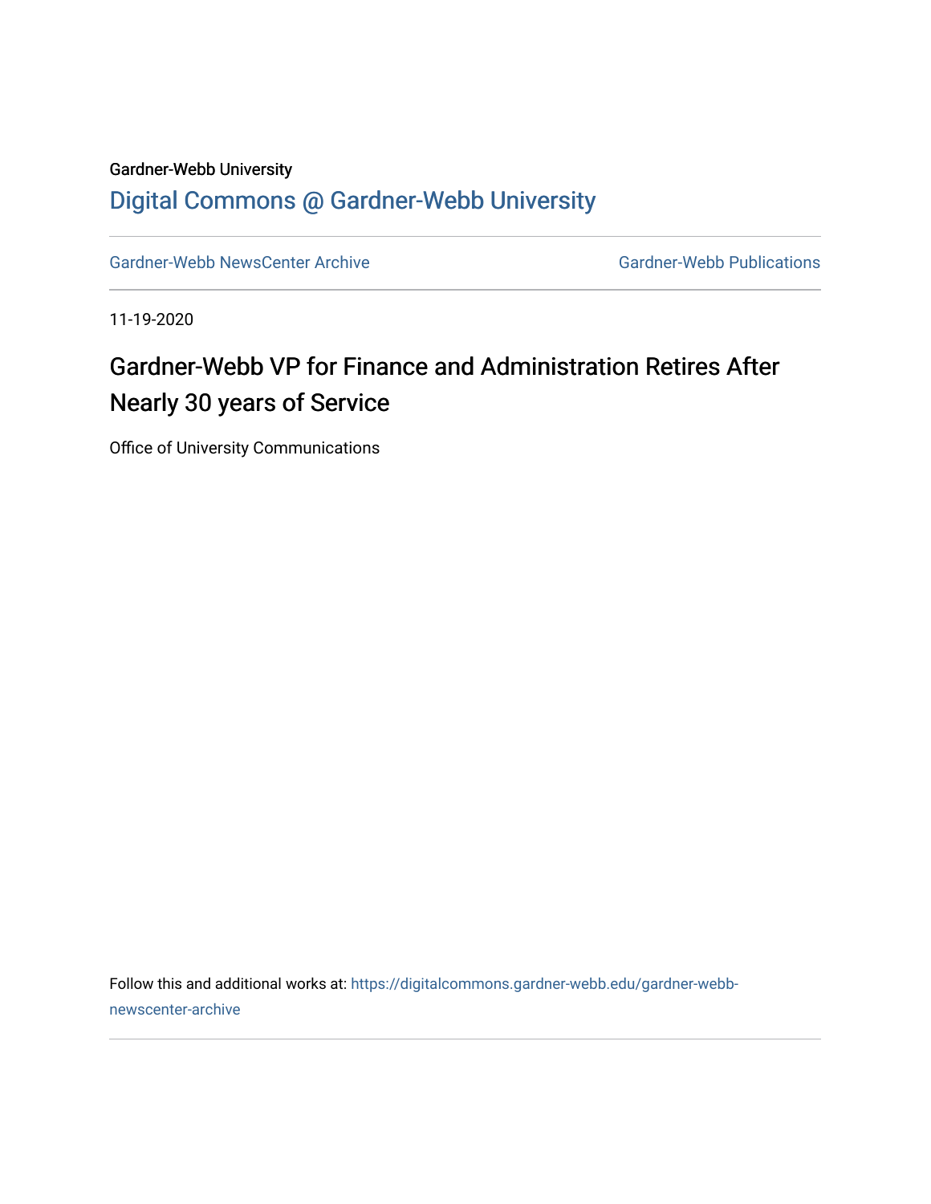Gardner-Webb University

## Digital Commons @ Gardner-Webb University

Gardner-Webb NewsCenter Archive

Gardner-Webb Publications

11-19-2020

# Gardner-Webb VP for Finance and Administration Retires After Nearly 30 years of Service

Office of University Communications

Follow this and additional works at: https://digitalcommons.gardner-webb.edu/gardner-webb-newscenter-archive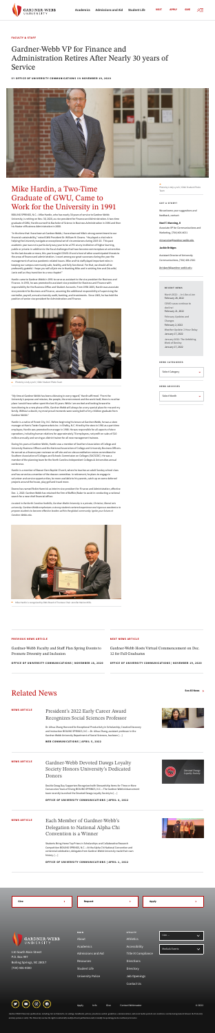FACULTY & STAFF

# Gardner-Webb VP for Finance and Administration Retires After Nearly 30 years of Service

BY OFFICE OF UNIVERSITY COMMUNICATIONS ON NOVEMBER 19, 2020

## Mike Hardin, a Two-Time Graduate of GWU, Came to Work for the University in 1991

BOILING SPRINGS, N.C.—Mike Hardin, who has nearly 30 years of service to Gardner-Webb University, is retiring on Nov. 30, 2020, as vice president for Finance and Administration. A two-time graduate of GWU, Hardin earned his Bachelor of Science in Business Administration in 1986 and then his Master of Business Administration in 2000.

"In the time that I have been at Gardner-Webb, I have observed GWU's strong commitment to our financial sustainability," stated GWU President Dr. William M. Downs. "Mike played a vital role in helping the University navigate an exceptional set of circumstances during 2020-21. This past academic year was an especially challenging time for all higher education institutions, public or private. In addition to the financial challenges that have become commonplace at universities for the last decade or more, this year brought COVID-19 and a host of other unanticipated threats to the areas of finance and administration. I count among our great successes during the year the management of serious pandemic-related issues. Mike and his staff played important roles in keeping our campus community safe, healthy, and fully functional. For that, we should all be profoundly grateful. I hope you will all join me in thanking Mike and in wishing him and Elizabeth well as they transition to a new chapter."

Hardin came to Gardner-Webb in 1991 to serve as assistant to the vice president for Business and Finance. In 1993, he was promoted to assistant vice president for Business and Finance with responsibility for the Business Office and Student Accounts. From 1998-2003, Hardin was associate vice president for Business and Finance, assuming the additional responsibility of supervising the controller, payroll, accounts receivable, banking, and investments. Since 2003, he has held the position of senior vice president for Administration and Finance.

Pictured (L-R) top right: Mike Hardin with Elizabeth Hardin.

"My time at Gardner-Webb has been a blessing in every regard," Hardin affirmed. "From the University's purpose and mission, the people, the environment and the work itself, there is no other place I would have rather spent the last 30 years. While I am excited and looking forward to transitioning to a new phase of life, Gardner-Webb will always be a very special place for me and my family. Without a doubt, my most proud moments were seeing both of my children graduate from Gardner-Webb."

Hardin is a native of Forest City, N.C. Before beginning his tenure at Gardner-Webb, he was a store manager at Harris Teeter Supermarkets Inc. in Shelby, N.C. Hired by the store in 1982 as a part-time employee, Hardin was promoted to manager in 1988. He was responsible for all aspects of store operations, including human relations for approximately 75 employees, net profit on sales of $10 million annually and serving as district trainer for all store management trainees.

During his years at Gardner-Webb, Hardin was a member of Southern Association of College and University Business Officers and the National Association of College and University Business Officers. He served as a finance peer reviewer and on-site review team member for the Commission on Colleges of the Southern Association of Colleges and Schools (SACSCOC). He was a member of the planning team for the North Carolina Independent Colleges & Universities annual conference.

Hardin is a member of Beaver Dam Baptist Church, where he teaches an adult Sunday school class and has served as a member of the deacon committee. In retirement, he plans to engage in volunteer and service opportunities, be more available to his parents, catch up on some delayed projects around the house, play golf and travel more.

Downs has named Robin Hamrick as interim vice president for Finance and Administration, effective Dec. 1, 2020. Gardner-Webb has retained the firm of Ruffalo/Baker to assist in conducting a national search for a new chief financial officer.

Located in the North Carolina foothills, Gardner-Webb University is a private, Christian, liberal arts university. Gardner-Webb emphasizes a strong student-centered experience and rigorous academics to prepare students to become effective leaders within the global community. Ignite your future at Gardner-Webb.edu.

Mike Hardin is recognized by GWU Board of Trustees Chair Jennifer Reeves Kirk.

Photo by Lindsey Grier / GWU Student Photo Team

**GOT A STORY?**

We welcome your suggestions and feedback, contact:

**Noel T. Manning, II**
Associate VP for Communications and Marketing, (704) 406-4631

ntmanning@gardner-webb.edu

**Jackie Bridges**
Assistant Director of University Communications, (704) 406-2361

jbridges@gardner-webb.edu

**RECENT NEWS**

- March 2022 — A Little Action — February 28, 2022
- COVID cases continue to decline — February 21, 2022
- February Updates and Changes — February 7, 2022
- Weather Update: 2 Hour Delay — January 21, 2022
- January 2022: The Unfolding Week of Ministry — January 17, 2022

**NEWS CATEGORIES**

Select Category

**NEWS ARCHIVES**

Select Month

PREVIOUS NEWS ARTICLE

Gardner-Webb Faculty and Staff Plan Spring Events to Promote Diversity and Inclusion

OFFICE OF UNIVERSITY COMMUNICATIONS | NOVEMBER 18, 2020

NEXT NEWS ARTICLE

Gardner-Webb Hosts Virtual Commencement on Dec. 12 for Fall Graduates

OFFICE OF UNIVERSITY COMMUNICATIONS | NOVEMBER 19, 2020

## Related News

See All News

NEWS ARTICLE

### President's 2022 Early Career Award Recognizes Social Sciences Professor

Dr. Abhas Zhang Honored for Exceptional Productivity in Scholarship, Creative Discovery and Innovation BOILING SPRINGS, N.C.—Dr. Abhas Zhang, assistant professor in the Gardner-Webb University Department of Social Sciences, has been [...]

WEB COMMUNICATIONS | APRIL 5, 2022

NEWS ARTICLE

### Gardner-Webb Devoted Dawgs Loyalty Society Honors University's Dedicated Donors

Double Dawg Day Supporters Recognized with Stewardship Items for Three or More Consecutive Years of Giving BOILING SPRINGS, N.C.—The Gardner-Webb Advancement team recently launched the Devoted Dawgs Loyalty Society to [...]

OFFICE OF UNIVERSITY COMMUNICATIONS | APRIL 4, 2022

NEWS ARTICLE

### Each Member of Gardner-Webb's Delegation to National Alpha Chi Convention is a Winner

Students Bring Home Top Prizes in Scholarships and Collaborative Research Competition BOILING SPRINGS, N.C.—At the Alpha Chi National Convention and centennial celebration, delegates from Gardner-Webb University made their own history [...]

OFFICE OF UNIVERSITY COMMUNICATIONS | APRIL 1, 2022

Give | Request | Apply

GARDNER-WEBB UNIVERSITY

110 South Main Street
P.O. Box 997
Boiling Springs, NC 28017
(704) 406-4000

**MAIN**
About
Academics
Admissions and Aid
Resources
Student Life
University Police

**UTILITY**
Athletics
Accessibility
Title IX Compliance
Directions
Directory
Job Openings
Contact Us

Apply · Info · Give · Contact Webmaster

© 2022